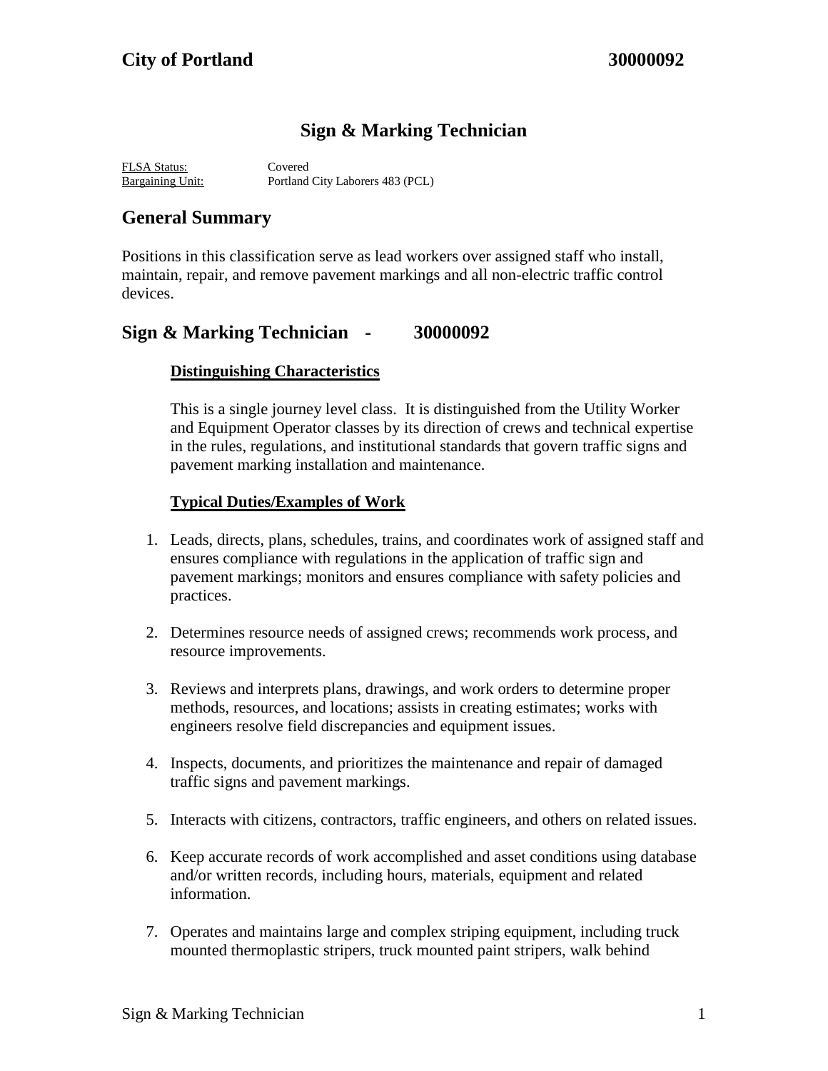**City of Portland** **30000092**

# Sign & Marking Technician

FLSA Status: Covered
Bargaining Unit: Portland City Laborers 483 (PCL)

## General Summary

Positions in this classification serve as lead workers over assigned staff who install, maintain, repair, and remove pavement markings and all non-electric traffic control devices.

## Sign & Marking Technician - 30000092

### Distinguishing Characteristics

This is a single journey level class. It is distinguished from the Utility Worker and Equipment Operator classes by its direction of crews and technical expertise in the rules, regulations, and institutional standards that govern traffic signs and pavement marking installation and maintenance.

### Typical Duties/Examples of Work

1. Leads, directs, plans, schedules, trains, and coordinates work of assigned staff and ensures compliance with regulations in the application of traffic sign and pavement markings; monitors and ensures compliance with safety policies and practices.

2. Determines resource needs of assigned crews; recommends work process, and resource improvements.

3. Reviews and interprets plans, drawings, and work orders to determine proper methods, resources, and locations; assists in creating estimates; works with engineers resolve field discrepancies and equipment issues.

4. Inspects, documents, and prioritizes the maintenance and repair of damaged traffic signs and pavement markings.

5. Interacts with citizens, contractors, traffic engineers, and others on related issues.

6. Keep accurate records of work accomplished and asset conditions using database and/or written records, including hours, materials, equipment and related information.

7. Operates and maintains large and complex striping equipment, including truck mounted thermoplastic stripers, truck mounted paint stripers, walk behind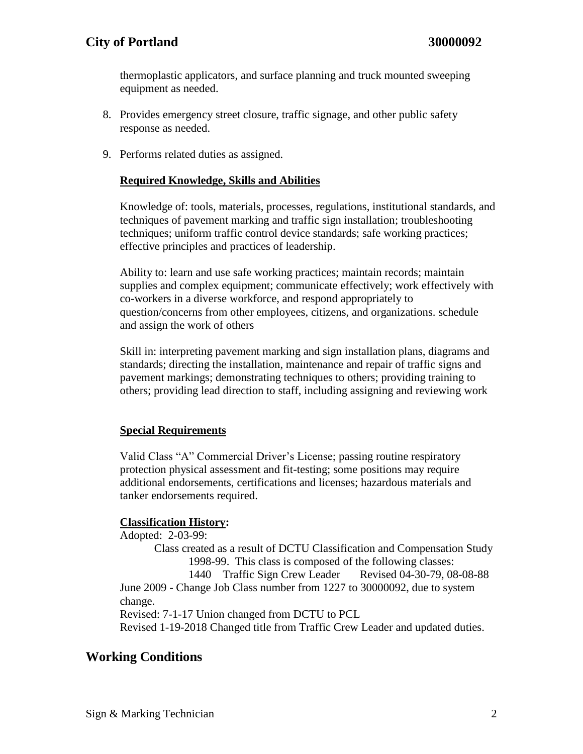thermoplastic applicators, and surface planning and truck mounted sweeping equipment as needed.

8. Provides emergency street closure, traffic signage, and other public safety response as needed.

9. Performs related duties as assigned.

**Required Knowledge, Skills and Abilities**

Knowledge of: tools, materials, processes, regulations, institutional standards, and techniques of pavement marking and traffic sign installation; troubleshooting techniques; uniform traffic control device standards; safe working practices; effective principles and practices of leadership.

Ability to: learn and use safe working practices; maintain records; maintain supplies and complex equipment; communicate effectively; work effectively with co-workers in a diverse workforce, and respond appropriately to question/concerns from other employees, citizens, and organizations. schedule and assign the work of others

Skill in: interpreting pavement marking and sign installation plans, diagrams and standards; directing the installation, maintenance and repair of traffic signs and pavement markings; demonstrating techniques to others; providing training to others; providing lead direction to staff, including assigning and reviewing work

**Special Requirements**

Valid Class "A" Commercial Driver's License; passing routine respiratory protection physical assessment and fit-testing; some positions may require additional endorsements, certifications and licenses; hazardous materials and tanker endorsements required.

**Classification History:**

Adopted: 2-03-99:

Class created as a result of DCTU Classification and Compensation Study 1998-99. This class is composed of the following classes:

1440 Traffic Sign Crew Leader Revised 04-30-79, 08-08-88

June 2009 - Change Job Class number from 1227 to 30000092, due to system change.

Revised: 7-1-17 Union changed from DCTU to PCL

Revised 1-19-2018 Changed title from Traffic Crew Leader and updated duties.

## Working Conditions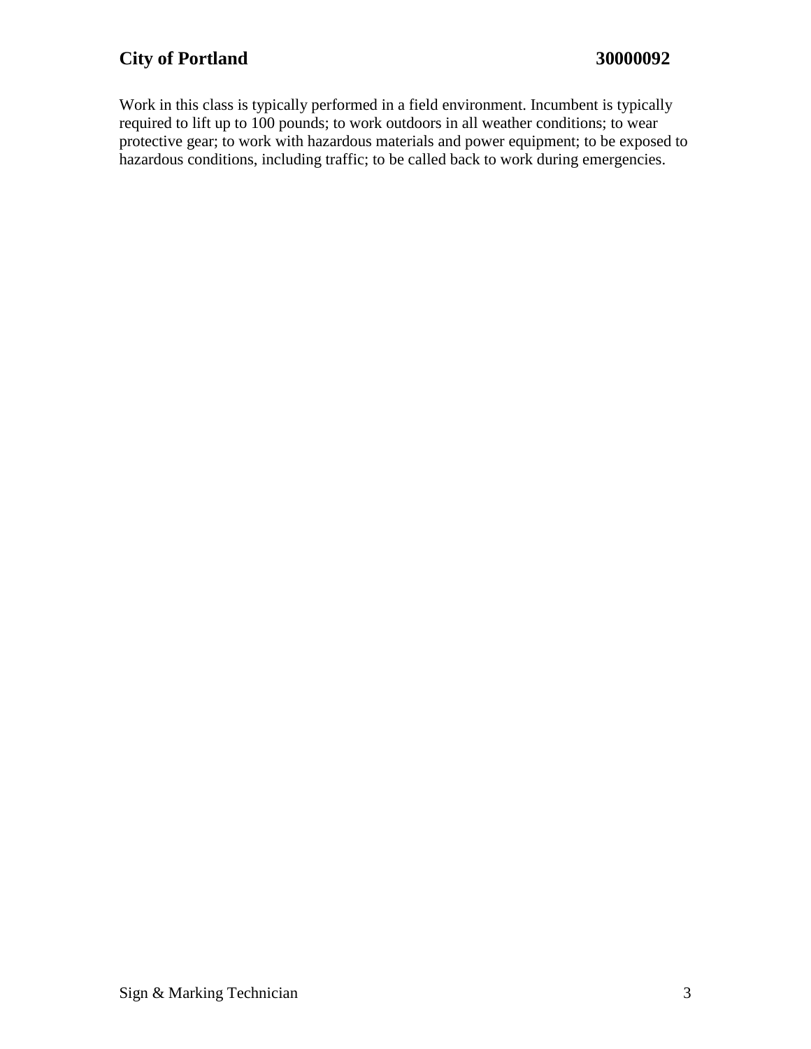Work in this class is typically performed in a field environment. Incumbent is typically required to lift up to 100 pounds; to work outdoors in all weather conditions; to wear protective gear; to work with hazardous materials and power equipment; to be exposed to hazardous conditions, including traffic; to be called back to work during emergencies.